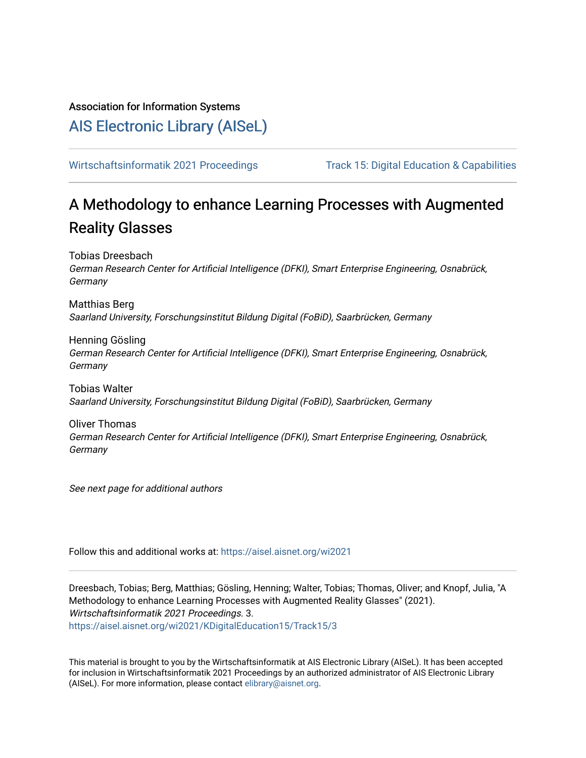Association for Information Systems

# AIS Electronic Library (AISeL)

Wirtschaftsinformatik 2021 Proceedings

Track 15: Digital Education & Capabilities

## A Methodology to enhance Learning Processes with Augmented Reality Glasses

Tobias Dreesbach
*German Research Center for Artificial Intelligence (DFKI), Smart Enterprise Engineering, Osnabrück, Germany*

Matthias Berg
*Saarland University, Forschungsinstitut Bildung Digital (FoBiD), Saarbrücken, Germany*

Henning Gösling
*German Research Center for Artificial Intelligence (DFKI), Smart Enterprise Engineering, Osnabrück, Germany*

Tobias Walter
*Saarland University, Forschungsinstitut Bildung Digital (FoBiD), Saarbrücken, Germany*

Oliver Thomas
*German Research Center for Artificial Intelligence (DFKI), Smart Enterprise Engineering, Osnabrück, Germany*

*See next page for additional authors*

Follow this and additional works at: https://aisel.aisnet.org/wi2021

Dreesbach, Tobias; Berg, Matthias; Gösling, Henning; Walter, Tobias; Thomas, Oliver; and Knopf, Julia, "A Methodology to enhance Learning Processes with Augmented Reality Glasses" (2021). *Wirtschaftsinformatik 2021 Proceedings*. 3.
https://aisel.aisnet.org/wi2021/KDigitalEducation15/Track15/3

This material is brought to you by the Wirtschaftsinformatik at AIS Electronic Library (AISeL). It has been accepted for inclusion in Wirtschaftsinformatik 2021 Proceedings by an authorized administrator of AIS Electronic Library (AISeL). For more information, please contact elibrary@aisnet.org.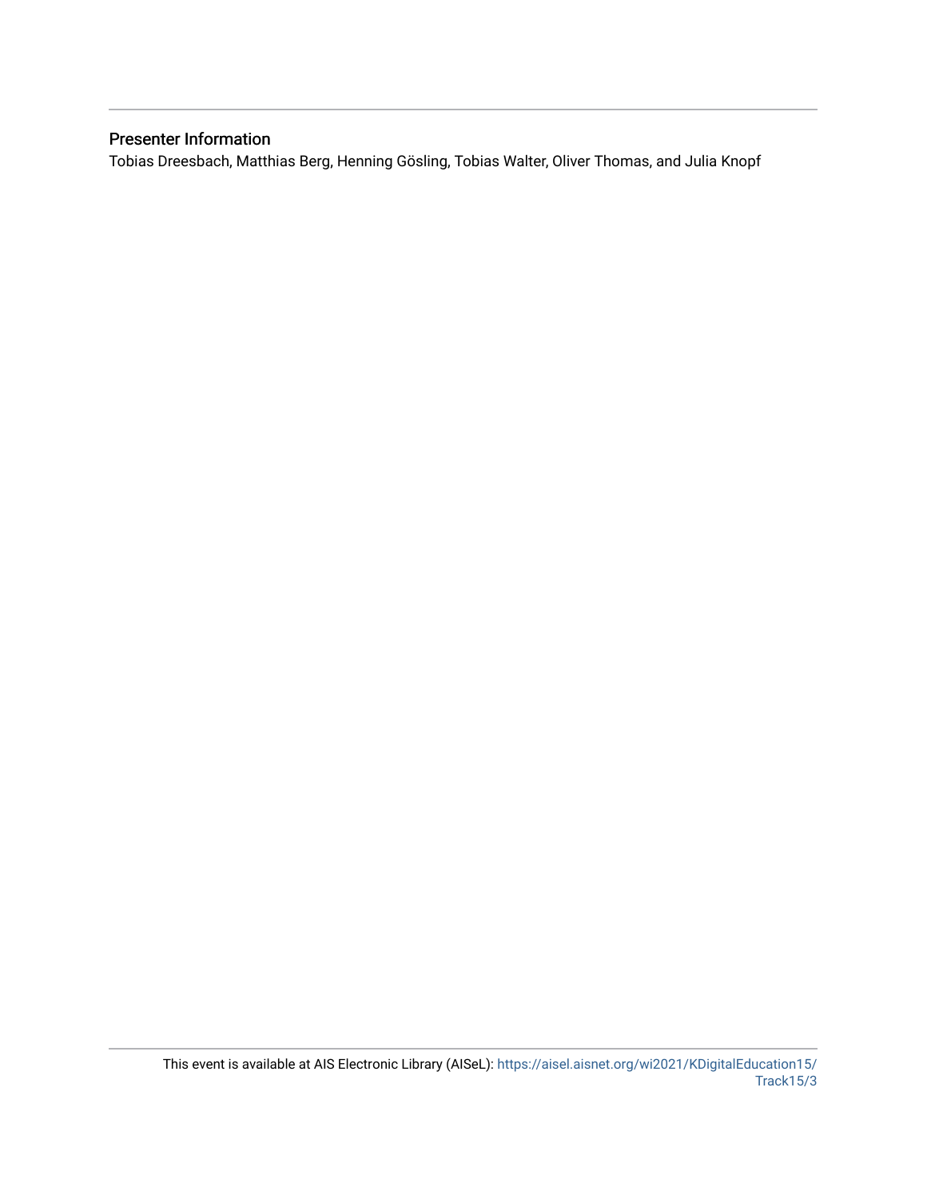## Presenter Information

Tobias Dreesbach, Matthias Berg, Henning Gösling, Tobias Walter, Oliver Thomas, and Julia Knopf

This event is available at AIS Electronic Library (AISeL): https://aisel.aisnet.org/wi2021/KDigitalEducation15/Track15/3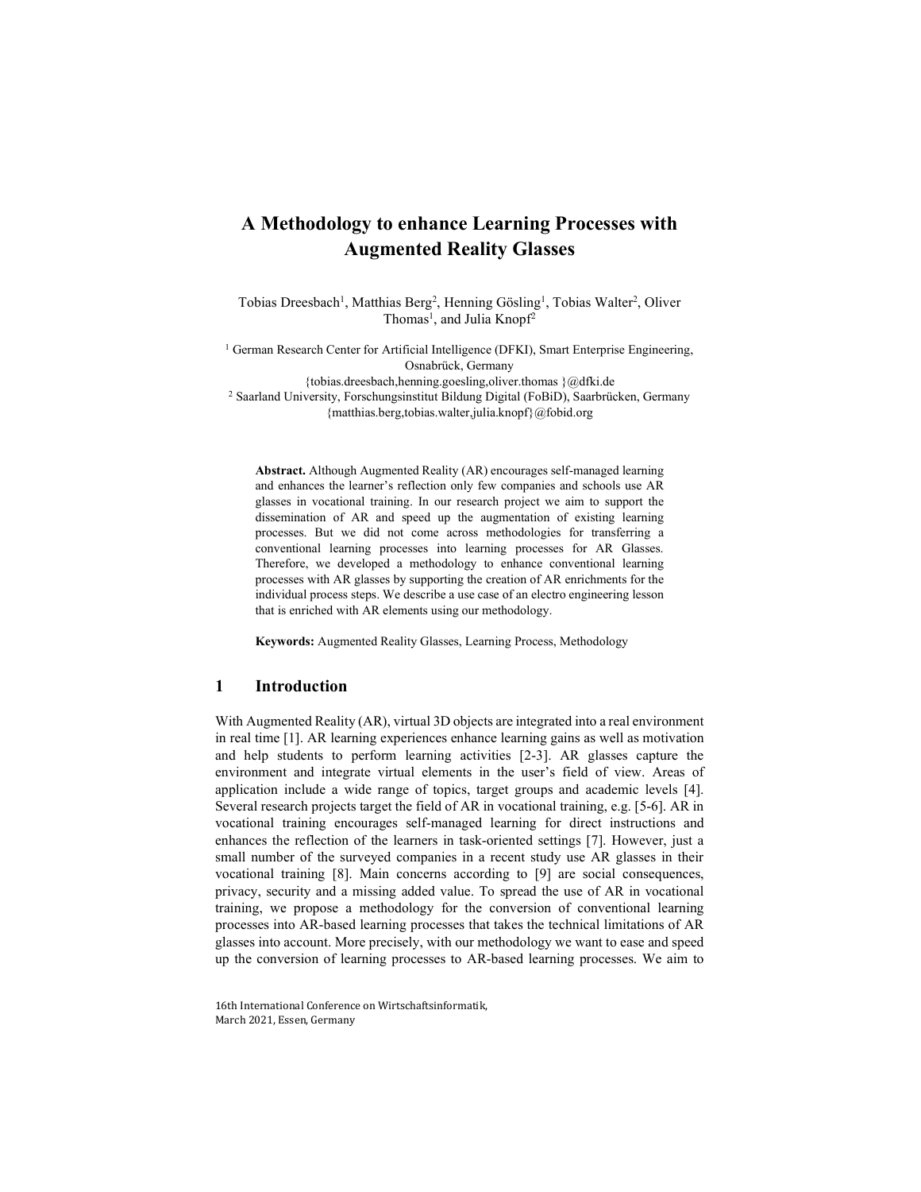# A Methodology to enhance Learning Processes with Augmented Reality Glasses

Tobias Dreesbach[1], Matthias Berg[2], Henning Gösling[1], Tobias Walter[2], Oliver Thomas[1], and Julia Knopf[2]

[1] German Research Center for Artificial Intelligence (DFKI), Smart Enterprise Engineering, Osnabrück, Germany
{tobias.dreesbach,henning.goesling,oliver.thomas }@dfki.de

[2] Saarland University, Forschungsinstitut Bildung Digital (FoBiD), Saarbrücken, Germany
{matthias.berg,tobias.walter,julia.knopf}@fobid.org

**Abstract.** Although Augmented Reality (AR) encourages self-managed learning and enhances the learner's reflection only few companies and schools use AR glasses in vocational training. In our research project we aim to support the dissemination of AR and speed up the augmentation of existing learning processes. But we did not come across methodologies for transferring a conventional learning processes into learning processes for AR Glasses. Therefore, we developed a methodology to enhance conventional learning processes with AR glasses by supporting the creation of AR enrichments for the individual process steps. We describe a use case of an electro engineering lesson that is enriched with AR elements using our methodology.

**Keywords:** Augmented Reality Glasses, Learning Process, Methodology

## 1 Introduction

With Augmented Reality (AR), virtual 3D objects are integrated into a real environment in real time [1]. AR learning experiences enhance learning gains as well as motivation and help students to perform learning activities [2-3]. AR glasses capture the environment and integrate virtual elements in the user's field of view. Areas of application include a wide range of topics, target groups and academic levels [4]. Several research projects target the field of AR in vocational training, e.g. [5-6]. AR in vocational training encourages self-managed learning for direct instructions and enhances the reflection of the learners in task-oriented settings [7]. However, just a small number of the surveyed companies in a recent study use AR glasses in their vocational training [8]. Main concerns according to [9] are social consequences, privacy, security and a missing added value. To spread the use of AR in vocational training, we propose a methodology for the conversion of conventional learning processes into AR-based learning processes that takes the technical limitations of AR glasses into account. More precisely, with our methodology we want to ease and speed up the conversion of learning processes to AR-based learning processes. We aim to

16th International Conference on Wirtschaftsinformatik,
March 2021, Essen, Germany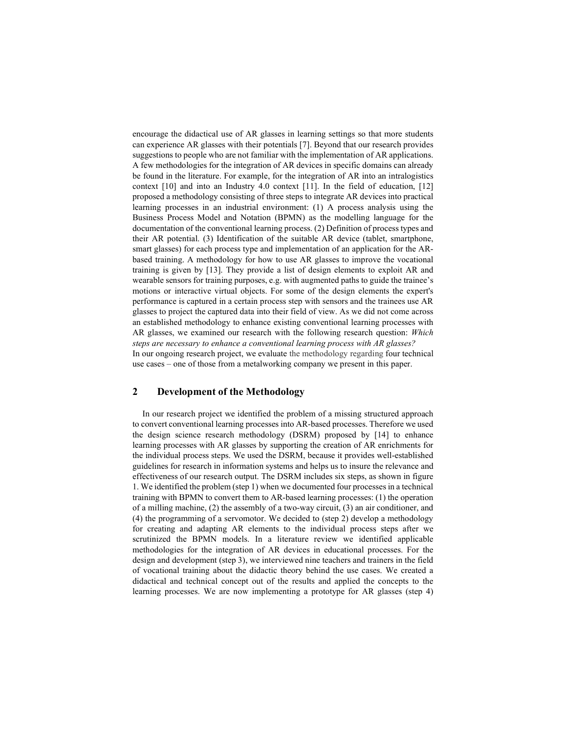encourage the didactical use of AR glasses in learning settings so that more students can experience AR glasses with their potentials [7]. Beyond that our research provides suggestions to people who are not familiar with the implementation of AR applications. A few methodologies for the integration of AR devices in specific domains can already be found in the literature. For example, for the integration of AR into an intralogistics context [10] and into an Industry 4.0 context [11]. In the field of education, [12] proposed a methodology consisting of three steps to integrate AR devices into practical learning processes in an industrial environment: (1) A process analysis using the Business Process Model and Notation (BPMN) as the modelling language for the documentation of the conventional learning process. (2) Definition of process types and their AR potential. (3) Identification of the suitable AR device (tablet, smartphone, smart glasses) for each process type and implementation of an application for the AR-based training. A methodology for how to use AR glasses to improve the vocational training is given by [13]. They provide a list of design elements to exploit AR and wearable sensors for training purposes, e.g. with augmented paths to guide the trainee's motions or interactive virtual objects. For some of the design elements the expert's performance is captured in a certain process step with sensors and the trainees use AR glasses to project the captured data into their field of view. As we did not come across an established methodology to enhance existing conventional learning processes with AR glasses, we examined our research with the following research question: *Which steps are necessary to enhance a conventional learning process with AR glasses?*
In our ongoing research project, we evaluate the methodology regarding four technical use cases – one of those from a metalworking company we present in this paper.

## 2 Development of the Methodology

In our research project we identified the problem of a missing structured approach to convert conventional learning processes into AR-based processes. Therefore we used the design science research methodology (DSRM) proposed by [14] to enhance learning processes with AR glasses by supporting the creation of AR enrichments for the individual process steps. We used the DSRM, because it provides well-established guidelines for research in information systems and helps us to insure the relevance and effectiveness of our research output. The DSRM includes six steps, as shown in figure 1. We identified the problem (step 1) when we documented four processes in a technical training with BPMN to convert them to AR-based learning processes: (1) the operation of a milling machine, (2) the assembly of a two-way circuit, (3) an air conditioner, and (4) the programming of a servomotor. We decided to (step 2) develop a methodology for creating and adapting AR elements to the individual process steps after we scrutinized the BPMN models. In a literature review we identified applicable methodologies for the integration of AR devices in educational processes. For the design and development (step 3), we interviewed nine teachers and trainers in the field of vocational training about the didactic theory behind the use cases. We created a didactical and technical concept out of the results and applied the concepts to the learning processes. We are now implementing a prototype for AR glasses (step 4)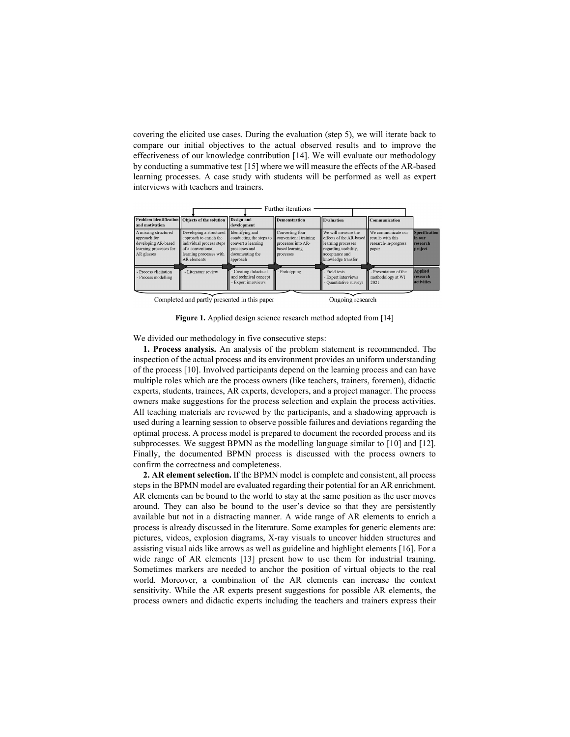covering the elicited use cases. During the evaluation (step 5), we will iterate back to compare our initial objectives to the actual observed results and to improve the effectiveness of our knowledge contribution [14]. We will evaluate our methodology by conducting a summative test [15] where we will measure the effects of the AR-based learning processes. A case study with students will be performed as well as expert interviews with teachers and trainers.

Further iterations

Problem identification and motivation
A missing structured approach for developing AR-based learning processes for AR glasses
- Process elicitation
- Process modelling

Objects of the solution
Developing a structured approach to enrich the individual process steps of a conventional learning processes with AR elements
- Literature review

Design and development
Identifying and conducting the steps to convert a learning processes and documenting the approach
- Creating didactical and technical concept
- Expert interviews

Demonstration
Converting four conventional training processes into AR-based learning processes
- Prototyping

Evaluation
We will measure the effects of the AR-based learning processes regarding usability, acceptance and knowledge transfer
- Field tests
- Expert interviews
- Quantitative surveys

Communication
We communicate our results with this research-in-progress paper
- Presentation of the methodology at WI 2021

Specification in our research project

Applied research activities

Completed and partly presented in this paper

Ongoing research

**Figure 1.** Applied design science research method adopted from [14]

We divided our methodology in five consecutive steps:

**1. Process analysis.** An analysis of the problem statement is recommended. The inspection of the actual process and its environment provides an uniform understanding of the process [10]. Involved participants depend on the learning process and can have multiple roles which are the process owners (like teachers, trainers, foremen), didactic experts, students, trainees, AR experts, developers, and a project manager. The process owners make suggestions for the process selection and explain the process activities. All teaching materials are reviewed by the participants, and a shadowing approach is used during a learning session to observe possible failures and deviations regarding the optimal process. A process model is prepared to document the recorded process and its subprocesses. We suggest BPMN as the modelling language similar to [10] and [12]. Finally, the documented BPMN process is discussed with the process owners to confirm the correctness and completeness.

**2. AR element selection.** If the BPMN model is complete and consistent, all process steps in the BPMN model are evaluated regarding their potential for an AR enrichment. AR elements can be bound to the world to stay at the same position as the user moves around. They can also be bound to the user's device so that they are persistently available but not in a distracting manner. A wide range of AR elements to enrich a process is already discussed in the literature. Some examples for generic elements are: pictures, videos, explosion diagrams, X-ray visuals to uncover hidden structures and assisting visual aids like arrows as well as guideline and highlight elements [16]. For a wide range of AR elements [13] present how to use them for industrial training. Sometimes markers are needed to anchor the position of virtual objects to the real world. Moreover, a combination of the AR elements can increase the context sensitivity. While the AR experts present suggestions for possible AR elements, the process owners and didactic experts including the teachers and trainers express their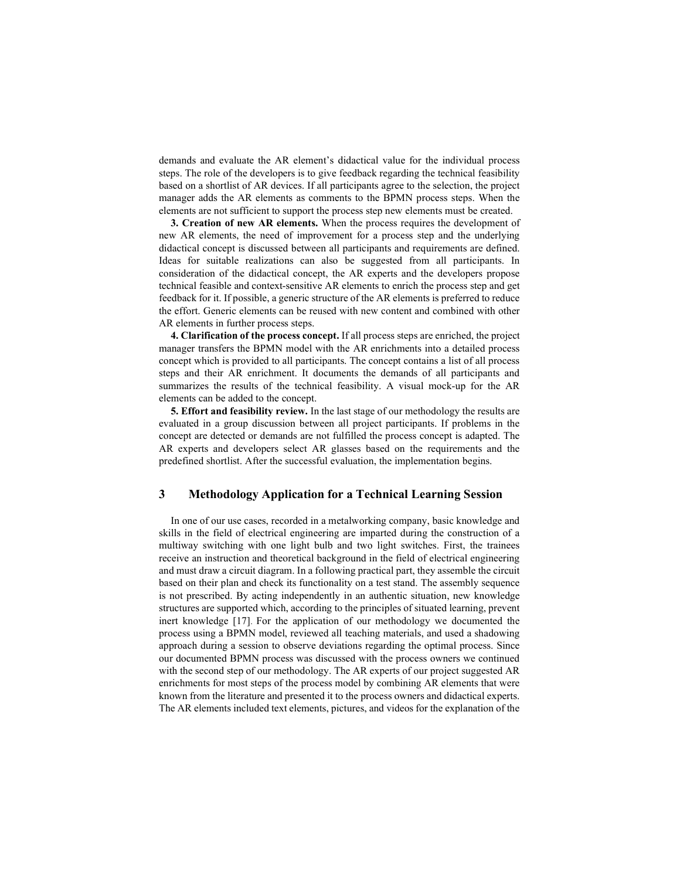demands and evaluate the AR element's didactical value for the individual process steps. The role of the developers is to give feedback regarding the technical feasibility based on a shortlist of AR devices. If all participants agree to the selection, the project manager adds the AR elements as comments to the BPMN process steps. When the elements are not sufficient to support the process step new elements must be created.

**3. Creation of new AR elements.** When the process requires the development of new AR elements, the need of improvement for a process step and the underlying didactical concept is discussed between all participants and requirements are defined. Ideas for suitable realizations can also be suggested from all participants. In consideration of the didactical concept, the AR experts and the developers propose technical feasible and context-sensitive AR elements to enrich the process step and get feedback for it. If possible, a generic structure of the AR elements is preferred to reduce the effort. Generic elements can be reused with new content and combined with other AR elements in further process steps.

**4. Clarification of the process concept.** If all process steps are enriched, the project manager transfers the BPMN model with the AR enrichments into a detailed process concept which is provided to all participants. The concept contains a list of all process steps and their AR enrichment. It documents the demands of all participants and summarizes the results of the technical feasibility. A visual mock-up for the AR elements can be added to the concept.

**5. Effort and feasibility review.** In the last stage of our methodology the results are evaluated in a group discussion between all project participants. If problems in the concept are detected or demands are not fulfilled the process concept is adapted. The AR experts and developers select AR glasses based on the requirements and the predefined shortlist. After the successful evaluation, the implementation begins.

## 3 Methodology Application for a Technical Learning Session

In one of our use cases, recorded in a metalworking company, basic knowledge and skills in the field of electrical engineering are imparted during the construction of a multiway switching with one light bulb and two light switches. First, the trainees receive an instruction and theoretical background in the field of electrical engineering and must draw a circuit diagram. In a following practical part, they assemble the circuit based on their plan and check its functionality on a test stand. The assembly sequence is not prescribed. By acting independently in an authentic situation, new knowledge structures are supported which, according to the principles of situated learning, prevent inert knowledge [17]. For the application of our methodology we documented the process using a BPMN model, reviewed all teaching materials, and used a shadowing approach during a session to observe deviations regarding the optimal process. Since our documented BPMN process was discussed with the process owners we continued with the second step of our methodology. The AR experts of our project suggested AR enrichments for most steps of the process model by combining AR elements that were known from the literature and presented it to the process owners and didactical experts. The AR elements included text elements, pictures, and videos for the explanation of the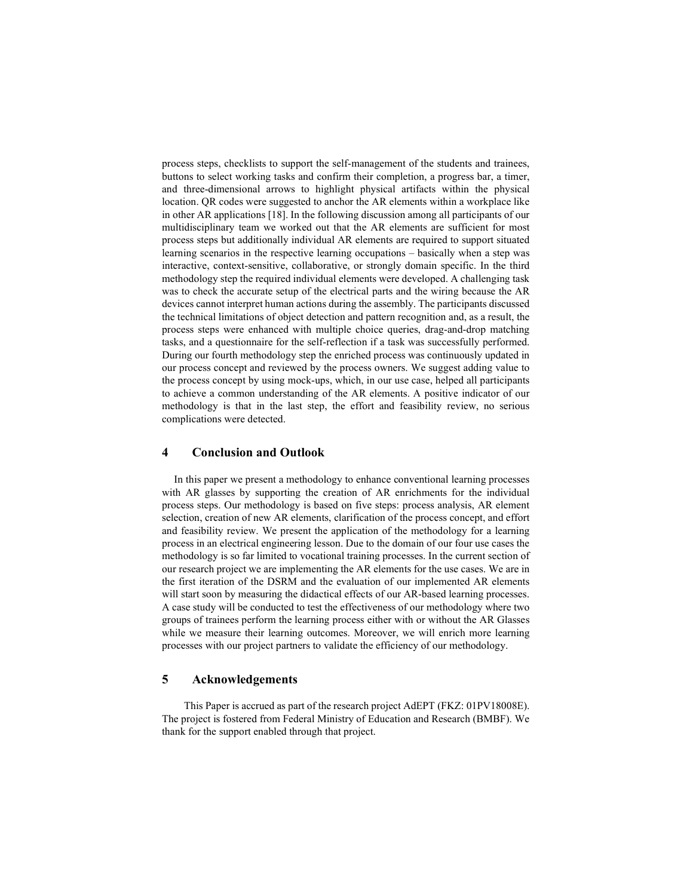process steps, checklists to support the self-management of the students and trainees, buttons to select working tasks and confirm their completion, a progress bar, a timer, and three-dimensional arrows to highlight physical artifacts within the physical location. QR codes were suggested to anchor the AR elements within a workplace like in other AR applications [18]. In the following discussion among all participants of our multidisciplinary team we worked out that the AR elements are sufficient for most process steps but additionally individual AR elements are required to support situated learning scenarios in the respective learning occupations – basically when a step was interactive, context-sensitive, collaborative, or strongly domain specific. In the third methodology step the required individual elements were developed. A challenging task was to check the accurate setup of the electrical parts and the wiring because the AR devices cannot interpret human actions during the assembly. The participants discussed the technical limitations of object detection and pattern recognition and, as a result, the process steps were enhanced with multiple choice queries, drag-and-drop matching tasks, and a questionnaire for the self-reflection if a task was successfully performed. During our fourth methodology step the enriched process was continuously updated in our process concept and reviewed by the process owners. We suggest adding value to the process concept by using mock-ups, which, in our use case, helped all participants to achieve a common understanding of the AR elements. A positive indicator of our methodology is that in the last step, the effort and feasibility review, no serious complications were detected.

## 4 Conclusion and Outlook

In this paper we present a methodology to enhance conventional learning processes with AR glasses by supporting the creation of AR enrichments for the individual process steps. Our methodology is based on five steps: process analysis, AR element selection, creation of new AR elements, clarification of the process concept, and effort and feasibility review. We present the application of the methodology for a learning process in an electrical engineering lesson. Due to the domain of our four use cases the methodology is so far limited to vocational training processes. In the current section of our research project we are implementing the AR elements for the use cases. We are in the first iteration of the DSRM and the evaluation of our implemented AR elements will start soon by measuring the didactical effects of our AR-based learning processes. A case study will be conducted to test the effectiveness of our methodology where two groups of trainees perform the learning process either with or without the AR Glasses while we measure their learning outcomes. Moreover, we will enrich more learning processes with our project partners to validate the efficiency of our methodology.

## 5 Acknowledgements

This Paper is accrued as part of the research project AdEPT (FKZ: 01PV18008E). The project is fostered from Federal Ministry of Education and Research (BMBF). We thank for the support enabled through that project.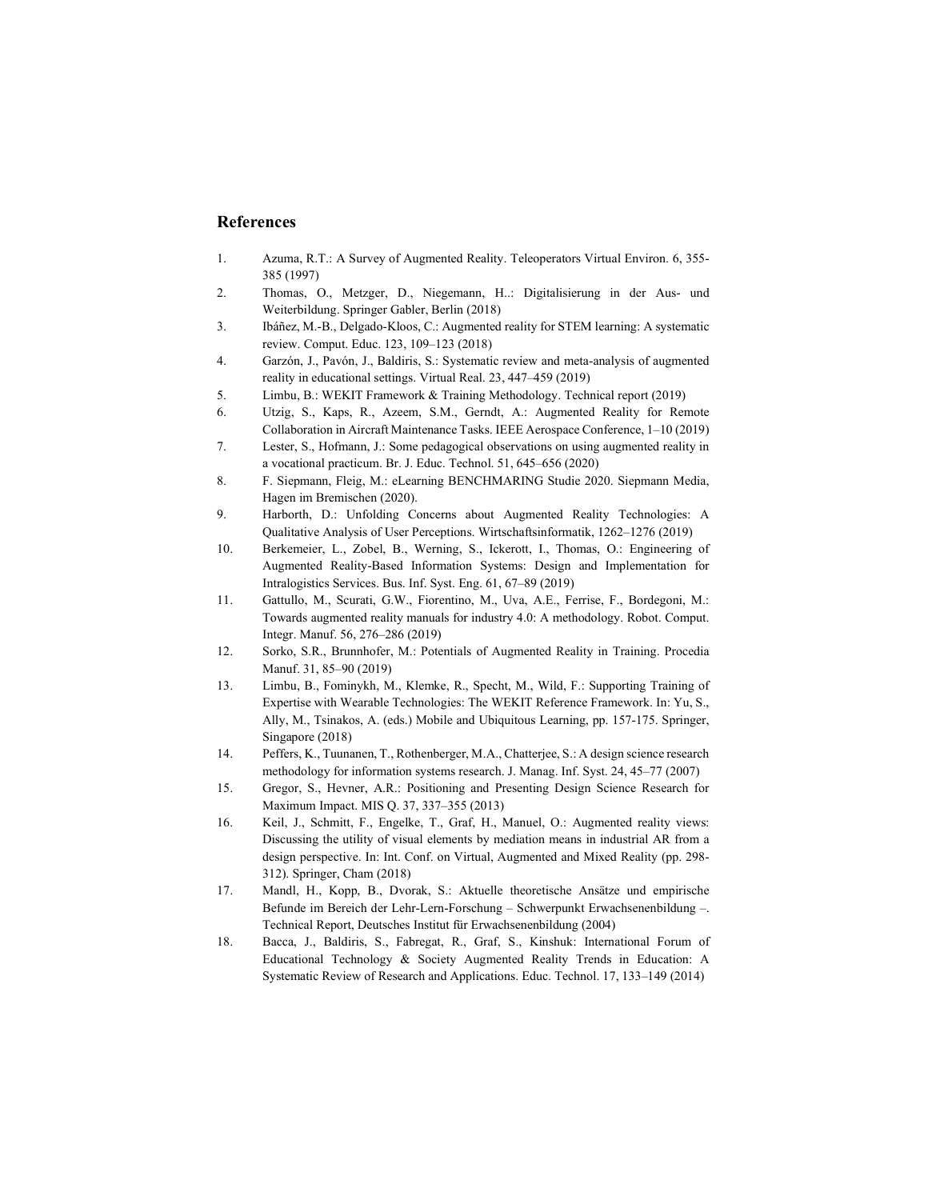## References

1. Azuma, R.T.: A Survey of Augmented Reality. Teleoperators Virtual Environ. 6, 355-385 (1997)
2. Thomas, O., Metzger, D., Niegemann, H..: Digitalisierung in der Aus- und Weiterbildung. Springer Gabler, Berlin (2018)
3. Ibáñez, M.-B., Delgado-Kloos, C.: Augmented reality for STEM learning: A systematic review. Comput. Educ. 123, 109–123 (2018)
4. Garzón, J., Pavón, J., Baldiris, S.: Systematic review and meta-analysis of augmented reality in educational settings. Virtual Real. 23, 447–459 (2019)
5. Limbu, B.: WEKIT Framework & Training Methodology. Technical report (2019)
6. Utzig, S., Kaps, R., Azeem, S.M., Gerndt, A.: Augmented Reality for Remote Collaboration in Aircraft Maintenance Tasks. IEEE Aerospace Conference, 1–10 (2019)
7. Lester, S., Hofmann, J.: Some pedagogical observations on using augmented reality in a vocational practicum. Br. J. Educ. Technol. 51, 645–656 (2020)
8. F. Siepmann, Fleig, M.: eLearning BENCHMARING Studie 2020. Siepmann Media, Hagen im Bremischen (2020).
9. Harborth, D.: Unfolding Concerns about Augmented Reality Technologies: A Qualitative Analysis of User Perceptions. Wirtschaftsinformatik, 1262–1276 (2019)
10. Berkemeier, L., Zobel, B., Werning, S., Ickerott, I., Thomas, O.: Engineering of Augmented Reality-Based Information Systems: Design and Implementation for Intralogistics Services. Bus. Inf. Syst. Eng. 61, 67–89 (2019)
11. Gattullo, M., Scurati, G.W., Fiorentino, M., Uva, A.E., Ferrise, F., Bordegoni, M.: Towards augmented reality manuals for industry 4.0: A methodology. Robot. Comput. Integr. Manuf. 56, 276–286 (2019)
12. Sorko, S.R., Brunnhofer, M.: Potentials of Augmented Reality in Training. Procedia Manuf. 31, 85–90 (2019)
13. Limbu, B., Fominykh, M., Klemke, R., Specht, M., Wild, F.: Supporting Training of Expertise with Wearable Technologies: The WEKIT Reference Framework. In: Yu, S., Ally, M., Tsinakos, A. (eds.) Mobile and Ubiquitous Learning, pp. 157-175. Springer, Singapore (2018)
14. Peffers, K., Tuunanen, T., Rothenberger, M.A., Chatterjee, S.: A design science research methodology for information systems research. J. Manag. Inf. Syst. 24, 45–77 (2007)
15. Gregor, S., Hevner, A.R.: Positioning and Presenting Design Science Research for Maximum Impact. MIS Q. 37, 337–355 (2013)
16. Keil, J., Schmitt, F., Engelke, T., Graf, H., Manuel, O.: Augmented reality views: Discussing the utility of visual elements by mediation means in industrial AR from a design perspective. In: Int. Conf. on Virtual, Augmented and Mixed Reality (pp. 298-312). Springer, Cham (2018)
17. Mandl, H., Kopp, B., Dvorak, S.: Aktuelle theoretische Ansätze und empirische Befunde im Bereich der Lehr-Lern-Forschung – Schwerpunkt Erwachsenenbildung –. Technical Report, Deutsches Institut für Erwachsenenbildung (2004)
18. Bacca, J., Baldiris, S., Fabregat, R., Graf, S., Kinshuk: International Forum of Educational Technology & Society Augmented Reality Trends in Education: A Systematic Review of Research and Applications. Educ. Technol. 17, 133–149 (2014)